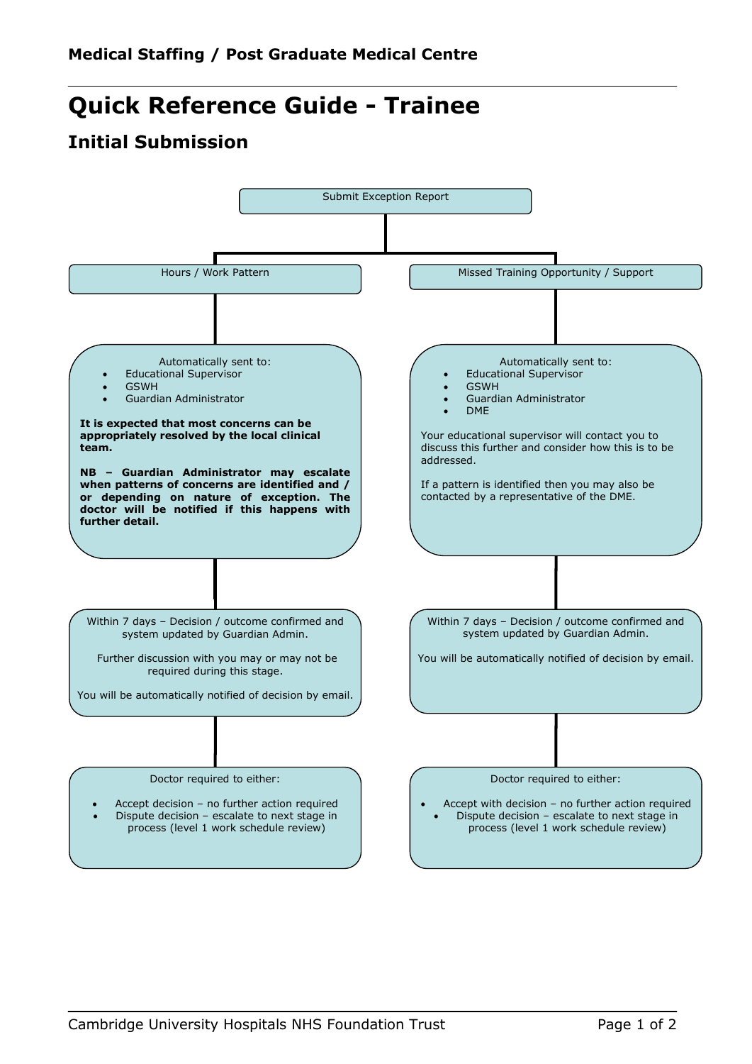# Quick Reference Guide - Trainee

## Initial Submission

**Submit Exception Report**

### Hours / Work Pattern

Automatically sent to:

- Educational Supervisor
- GSWH
- Guardian Administrator

**It is expected that most concerns can be appropriately resolved by the local clinical team.**

**NB – Guardian Administrator may escalate when patterns of concerns are identified and / or depending on nature of exception. The doctor will be notified if this happens with further detail.**

Within 7 days – Decision / outcome confirmed and system updated by Guardian Admin.

Further discussion with you may or may not be required during this stage.

You will be automatically notified of decision by email.

Doctor required to either:

- Accept decision – no further action required
- Dispute decision – escalate to next stage in process (level 1 work schedule review)

### Missed Training Opportunity / Support

Automatically sent to:

- Educational Supervisor
- GSWH
- Guardian Administrator
- DME

Your educational supervisor will contact you to discuss this further and consider how this is to be addressed.

If a pattern is identified then you may also be contacted by a representative of the DME.

Within 7 days – Decision / outcome confirmed and system updated by Guardian Admin.

You will be automatically notified of decision by email.

Doctor required to either:

- Accept with decision – no further action required
- Dispute decision – escalate to next stage in process (level 1 work schedule review)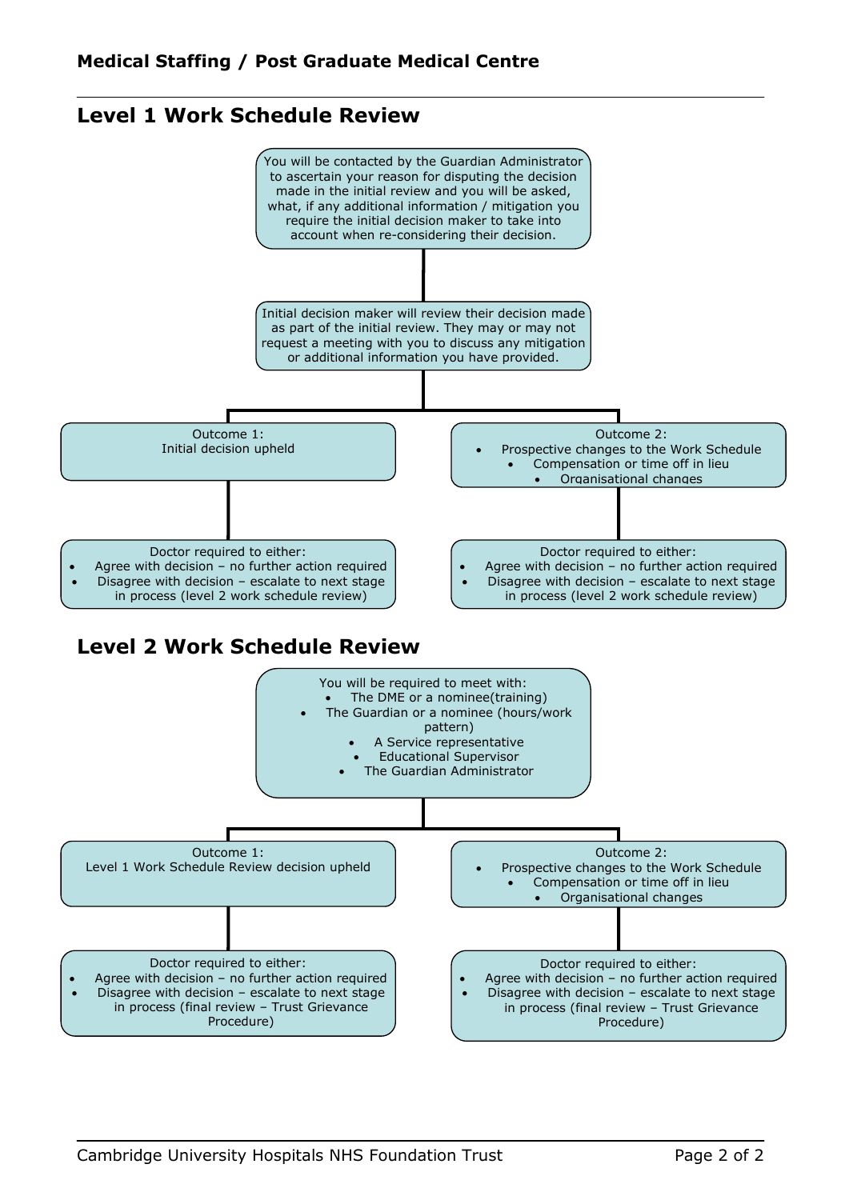**Medical Staffing / Post Graduate Medical Centre**

## Level 1 Work Schedule Review

You will be contacted by the Guardian Administrator to ascertain your reason for disputing the decision made in the initial review and you will be asked, what, if any additional information / mitigation you require the initial decision maker to take into account when re-considering their decision.

Initial decision maker will review their decision made as part of the initial review. They may or may not request a meeting with you to discuss any mitigation or additional information you have provided.

Outcome 1:
Initial decision upheld

Doctor required to either:

- Agree with decision – no further action required
- Disagree with decision – escalate to next stage in process (level 2 work schedule review)

Outcome 2:

- Prospective changes to the Work Schedule
- Compensation or time off in lieu
- Organisational changes

Doctor required to either:

- Agree with decision – no further action required
- Disagree with decision – escalate to next stage in process (level 2 work schedule review)

## Level 2 Work Schedule Review

You will be required to meet with:

- The DME or a nominee(training)
- The Guardian or a nominee (hours/work pattern)
- A Service representative
- Educational Supervisor
- The Guardian Administrator

Outcome 1:
Level 1 Work Schedule Review decision upheld

Doctor required to either:

- Agree with decision – no further action required
- Disagree with decision – escalate to next stage in process (final review – Trust Grievance Procedure)

Outcome 2:

- Prospective changes to the Work Schedule
- Compensation or time off in lieu
- Organisational changes

Doctor required to either:

- Agree with decision – no further action required
- Disagree with decision – escalate to next stage in process (final review – Trust Grievance Procedure)